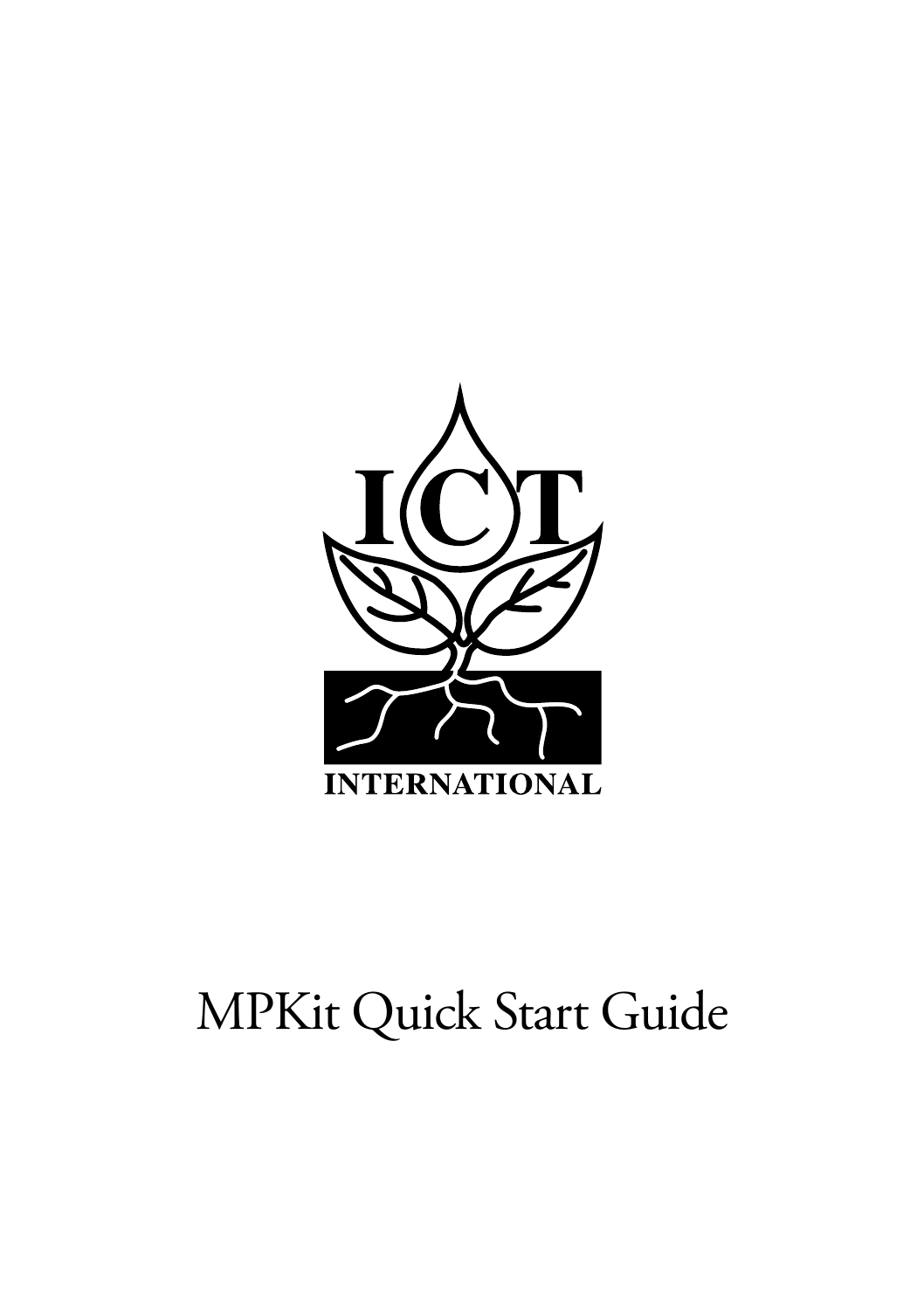ICT

INTERNATIONAL

# MPKit Quick Start Guide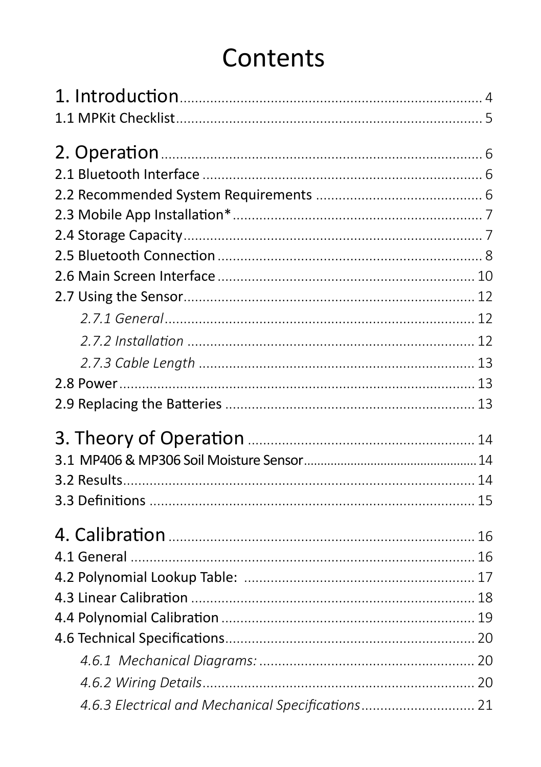# Contents

1. Introduction ........................................................................ 4
1.1 MPKit Checklist ........................................................................ 5

2. Operation ........................................................................ 6
2.1 Bluetooth Interface ........................................................................ 6
2.2 Recommended System Requirements ........................................................................ 6
2.3 Mobile App Installation* ........................................................................ 7
2.4 Storage Capacity ........................................................................ 7
2.5 Bluetooth Connection ........................................................................ 8
2.6 Main Screen Interface ........................................................................ 10
2.7 Using the Sensor ........................................................................ 12
*2.7.1 General* ........................................................................ 12
*2.7.2 Installation* ........................................................................ 12
*2.7.3 Cable Length* ........................................................................ 13
2.8 Power ........................................................................ 13
2.9 Replacing the Batteries ........................................................................ 13

3. Theory of Operation ........................................................................ 14
3.1 MP406 & MP306 Soil Moisture Sensor ........................................................................ 14
3.2 Results ........................................................................ 14
3.3 Definitions ........................................................................ 15

4. Calibration ........................................................................ 16
4.1 General ........................................................................ 16
4.2 Polynomial Lookup Table: ........................................................................ 17
4.3 Linear Calibration ........................................................................ 18
4.4 Polynomial Calibration ........................................................................ 19
4.6 Technical Specifications ........................................................................ 20
*4.6.1 Mechanical Diagrams:* ........................................................................ 20
*4.6.2 Wiring Details* ........................................................................ 20
*4.6.3 Electrical and Mechanical Specifications* ........................................................................ 21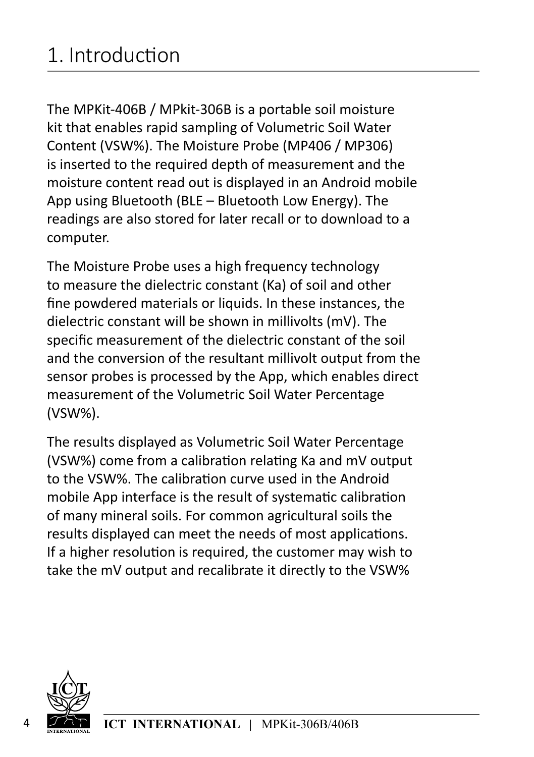# 1. Introduction

The MPKit-406B / MPkit-306B is a portable soil moisture kit that enables rapid sampling of Volumetric Soil Water Content (VSW%). The Moisture Probe (MP406 / MP306) is inserted to the required depth of measurement and the moisture content read out is displayed in an Android mobile App using Bluetooth (BLE – Bluetooth Low Energy). The readings are also stored for later recall or to download to a computer.

The Moisture Probe uses a high frequency technology to measure the dielectric constant (Ka) of soil and other fine powdered materials or liquids. In these instances, the dielectric constant will be shown in millivolts (mV). The specific measurement of the dielectric constant of the soil and the conversion of the resultant millivolt output from the sensor probes is processed by the App, which enables direct measurement of the Volumetric Soil Water Percentage (VSW%).

The results displayed as Volumetric Soil Water Percentage (VSW%) come from a calibration relating Ka and mV output to the VSW%. The calibration curve used in the Android mobile App interface is the result of systematic calibration of many mineral soils. For common agricultural soils the results displayed can meet the needs of most applications. If a higher resolution is required, the customer may wish to take the mV output and recalibrate it directly to the VSW%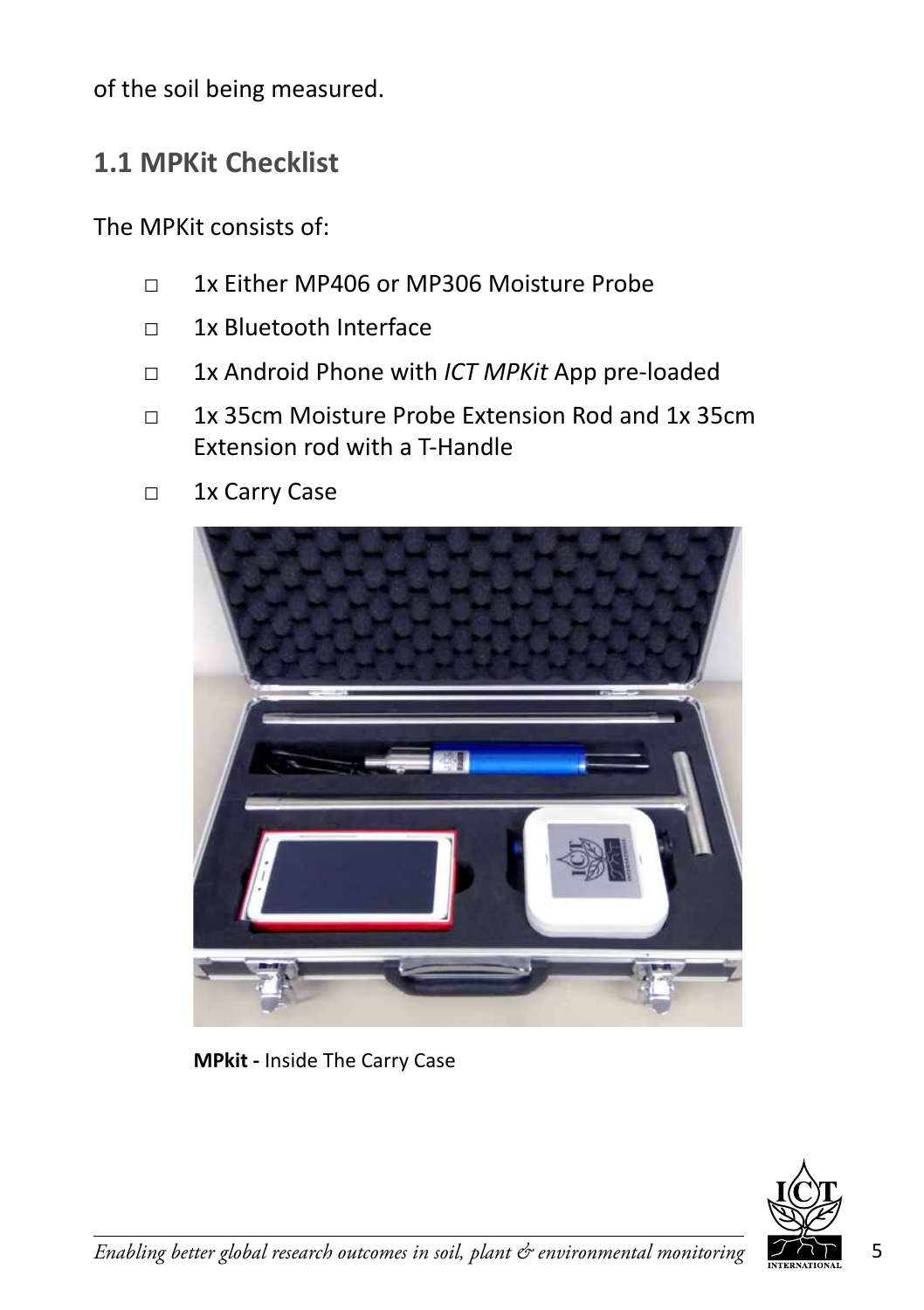of the soil being measured.

## 1.1 MPKit Checklist

The MPKit consists of:

- □ 1x Either MP406 or MP306 Moisture Probe
- □ 1x Bluetooth Interface
- □ 1x Android Phone with *ICT MPKit* App pre-loaded
- □ 1x 35cm Moisture Probe Extension Rod and 1x 35cm Extension rod with a T-Handle
- □ 1x Carry Case

**MPkit -** Inside The Carry Case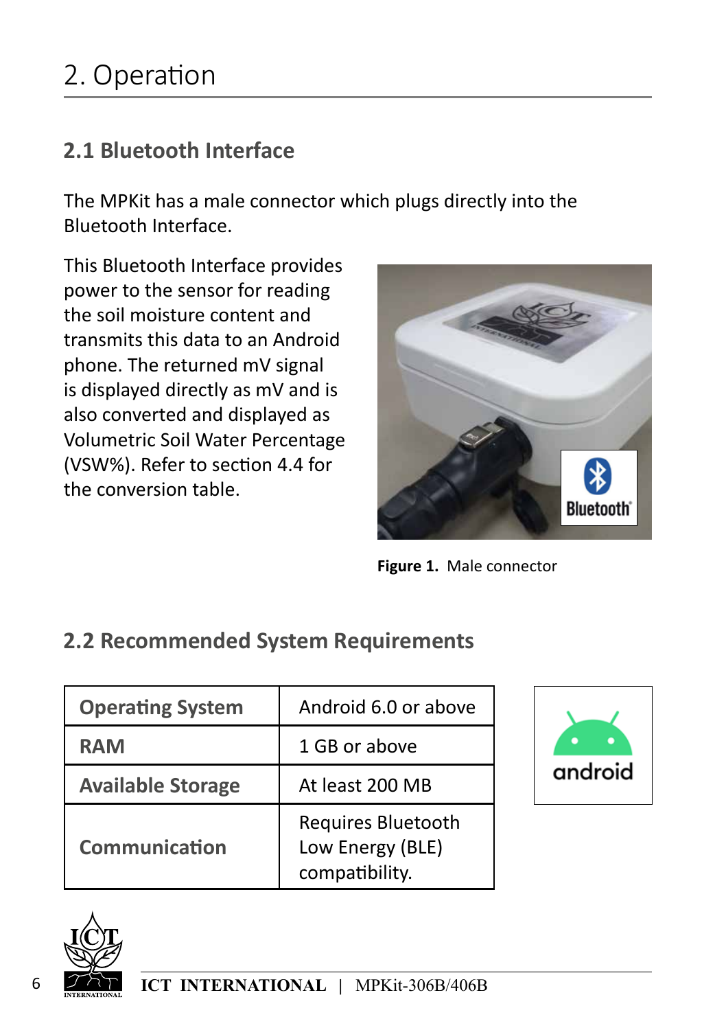# 2. Operation

## 2.1 Bluetooth Interface

The MPKit has a male connector which plugs directly into the Bluetooth Interface.

This Bluetooth Interface provides power to the sensor for reading the soil moisture content and transmits this data to an Android phone. The returned mV signal is displayed directly as mV and is also converted and displayed as Volumetric Soil Water Percentage (VSW%). Refer to section 4.4 for the conversion table.

**Figure 1.** Male connector

## 2.2 Recommended System Requirements

| Operating System | Android 6.0 or above |
|---|---|
| RAM | 1 GB or above |
| Available Storage | At least 200 MB |
| Communication | Requires Bluetooth Low Energy (BLE) compatibility. |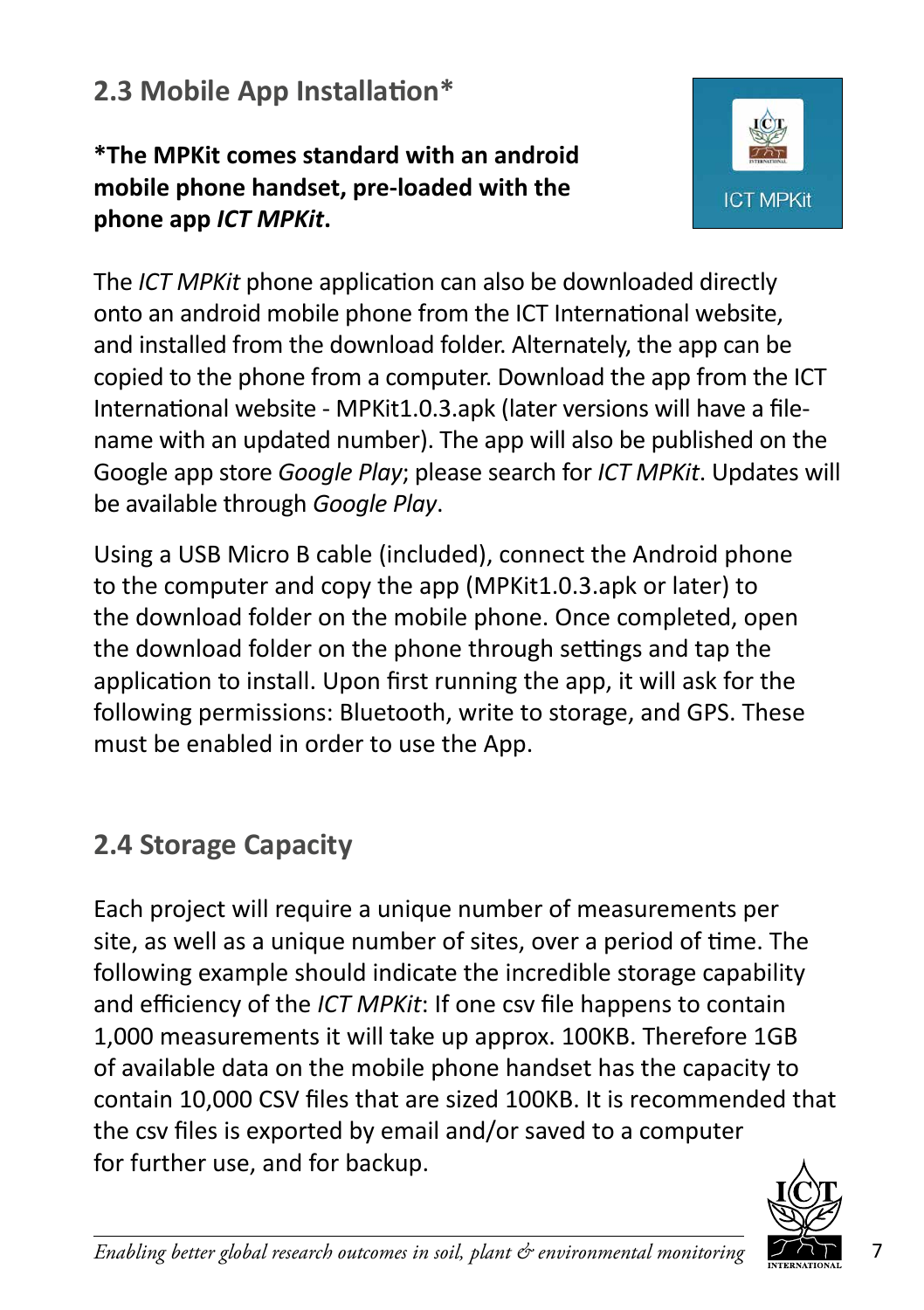## 2.3 Mobile App Installation*

**\*The MPKit comes standard with an android mobile phone handset, pre-loaded with the phone app *ICT MPKit*.**

The *ICT MPKit* phone application can also be downloaded directly onto an android mobile phone from the ICT International website, and installed from the download folder. Alternately, the app can be copied to the phone from a computer. Download the app from the ICT International website - MPKit1.0.3.apk (later versions will have a file-name with an updated number). The app will also be published on the Google app store *Google Play*; please search for *ICT MPKit*. Updates will be available through *Google Play*.

Using a USB Micro B cable (included), connect the Android phone to the computer and copy the app (MPKit1.0.3.apk or later) to the download folder on the mobile phone. Once completed, open the download folder on the phone through settings and tap the application to install. Upon first running the app, it will ask for the following permissions: Bluetooth, write to storage, and GPS. These must be enabled in order to use the App.

## 2.4 Storage Capacity

Each project will require a unique number of measurements per site, as well as a unique number of sites, over a period of time. The following example should indicate the incredible storage capability and efficiency of the *ICT MPKit*: If one csv file happens to contain 1,000 measurements it will take up approx. 100KB. Therefore 1GB of available data on the mobile phone handset has the capacity to contain 10,000 CSV files that are sized 100KB. It is recommended that the csv files is exported by email and/or saved to a computer for further use, and for backup.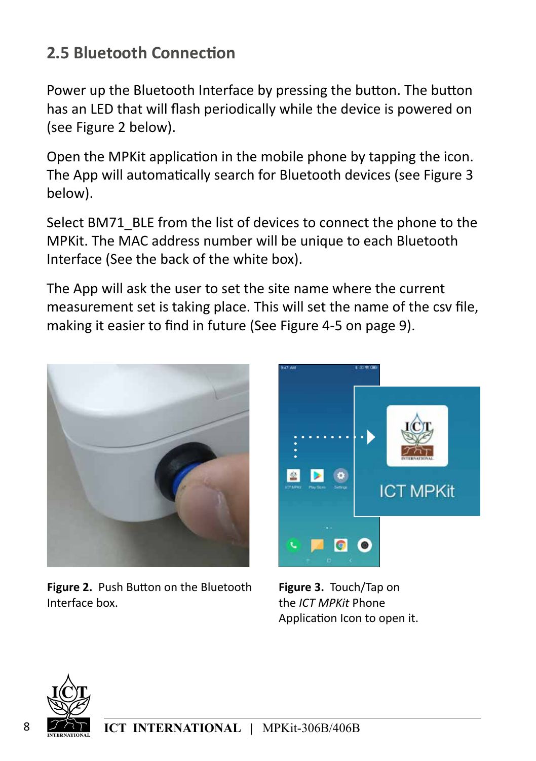## 2.5 Bluetooth Connection

Power up the Bluetooth Interface by pressing the button. The button has an LED that will flash periodically while the device is powered on (see Figure 2 below).

Open the MPKit application in the mobile phone by tapping the icon. The App will automatically search for Bluetooth devices (see Figure 3 below).

Select BM71_BLE from the list of devices to connect the phone to the MPKit. The MAC address number will be unique to each Bluetooth Interface (See the back of the white box).

The App will ask the user to set the site name where the current measurement set is taking place. This will set the name of the csv file, making it easier to find in future (See Figure 4-5 on page 9).

**Figure 2.** Push Button on the Bluetooth Interface box.

**Figure 3.** Touch/Tap on the *ICT MPKit* Phone Application Icon to open it.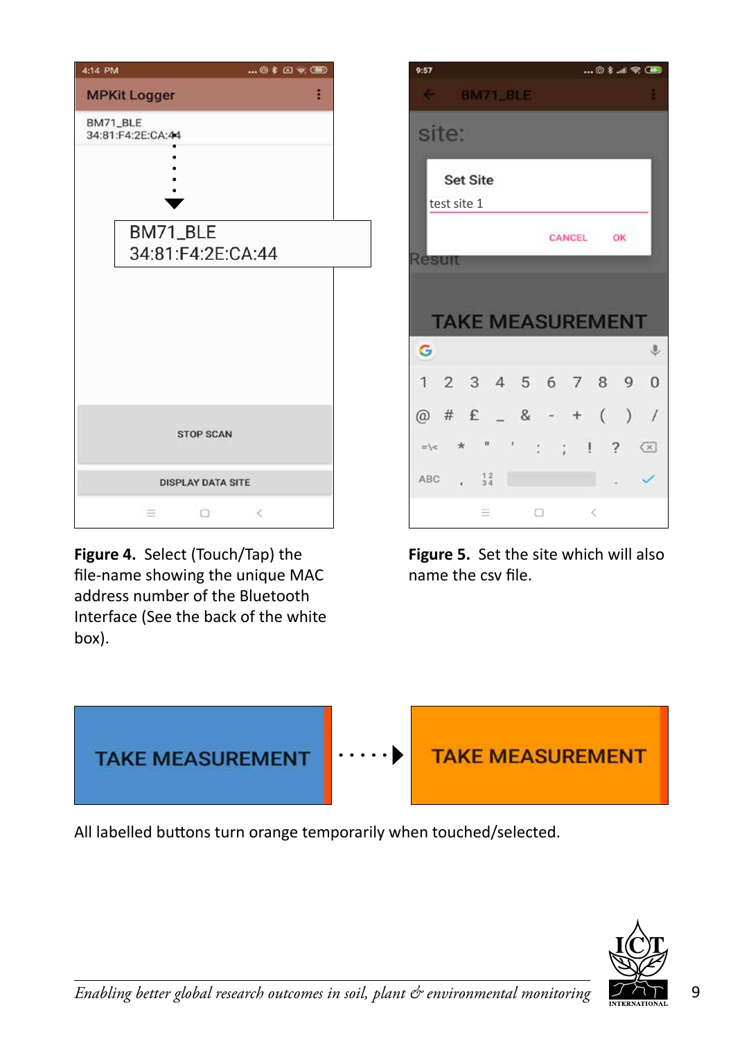**Figure 4.** Select (Touch/Tap) the file-name showing the unique MAC address number of the Bluetooth Interface (See the back of the white box).

**Figure 5.** Set the site which will also name the csv file.

All labelled buttons turn orange temporarily when touched/selected.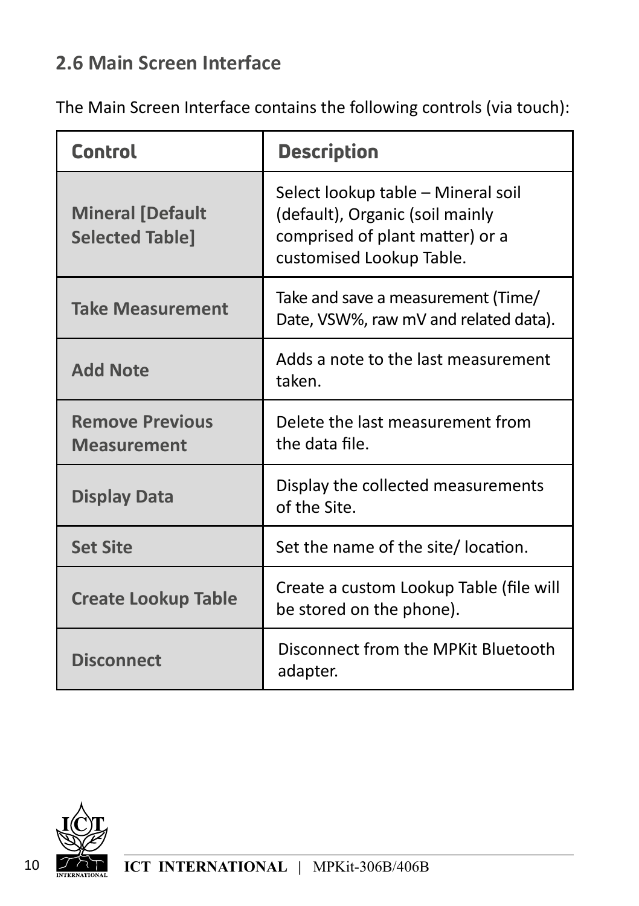## 2.6 Main Screen Interface

The Main Screen Interface contains the following controls (via touch):

| Control | Description |
| --- | --- |
| **Mineral [Default Selected Table]** | Select lookup table – Mineral soil (default), Organic (soil mainly comprised of plant matter) or a customised Lookup Table. |
| **Take Measurement** | Take and save a measurement (Time/ Date, VSW%, raw mV and related data). |
| **Add Note** | Adds a note to the last measurement taken. |
| **Remove Previous Measurement** | Delete the last measurement from the data file. |
| **Display Data** | Display the collected measurements of the Site. |
| **Set Site** | Set the name of the site/ location. |
| **Create Lookup Table** | Create a custom Lookup Table (file will be stored on the phone). |
| **Disconnect** | Disconnect from the MPKit Bluetooth adapter. |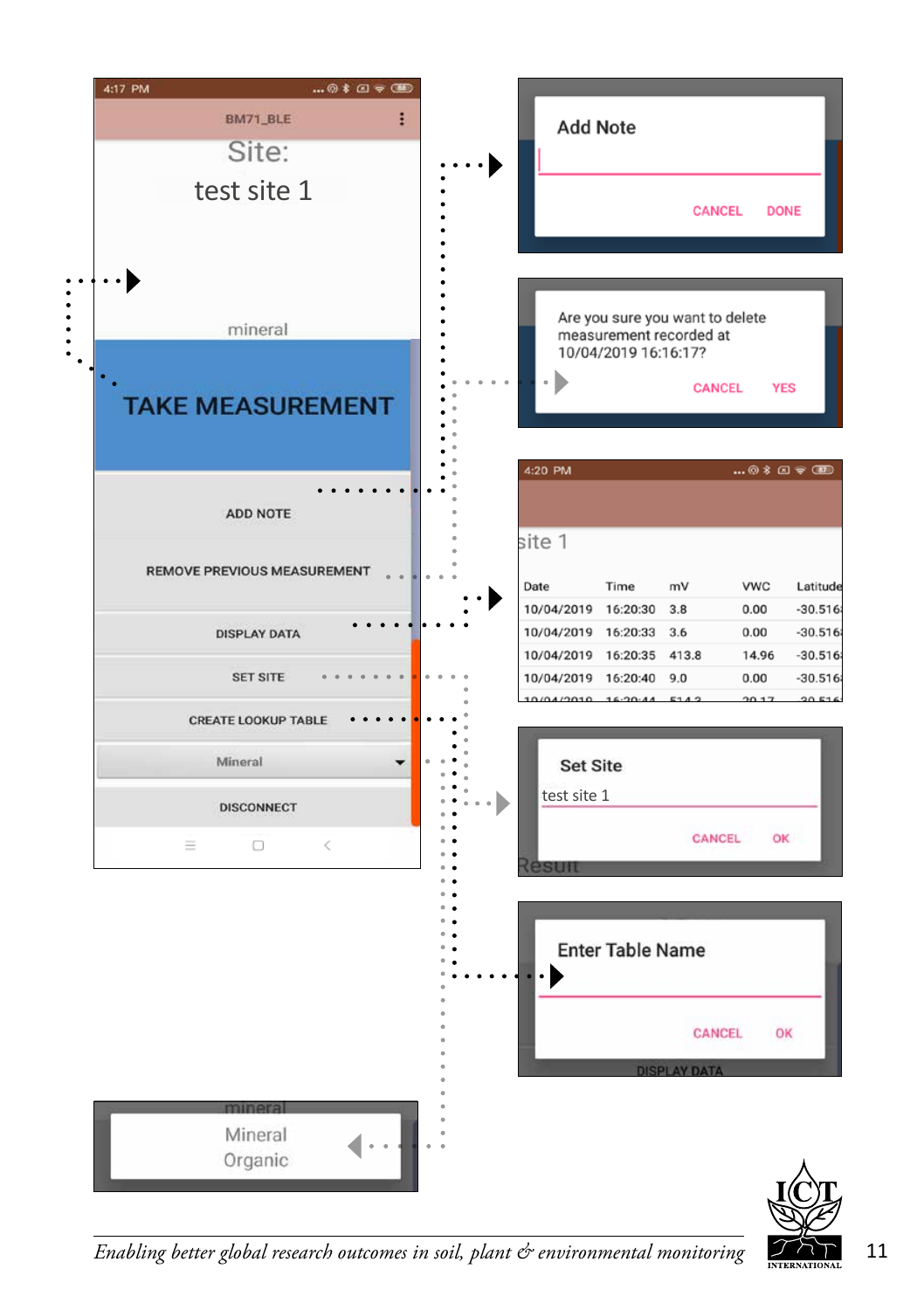4:17 PM

BM71_BLE

Site:

test site 1

mineral

TAKE MEASUREMENT

ADD NOTE

REMOVE PREVIOUS MEASUREMENT

DISPLAY DATA

SET SITE

CREATE LOOKUP TABLE

Mineral

DISCONNECT

**Add Note**

CANCEL DONE

Are you sure you want to delete measurement recorded at 10/04/2019 16:16:17?

CANCEL YES

4:20 PM

site 1

| Date | Time | mV | VWC | Latitude |
|---|---|---|---|---|
| 10/04/2019 | 16:20:30 | 3.8 | 0.00 | -30.516 |
| 10/04/2019 | 16:20:33 | 3.6 | 0.00 | -30.516 |
| 10/04/2019 | 16:20:35 | 413.8 | 14.96 | -30.516 |
| 10/04/2019 | 16:20:40 | 9.0 | 0.00 | -30.516 |

**Set Site**

test site 1

CANCEL OK

**Enter Table Name**

CANCEL OK

Mineral

Organic

*Enabling better global research outcomes in soil, plant & environmental monitoring*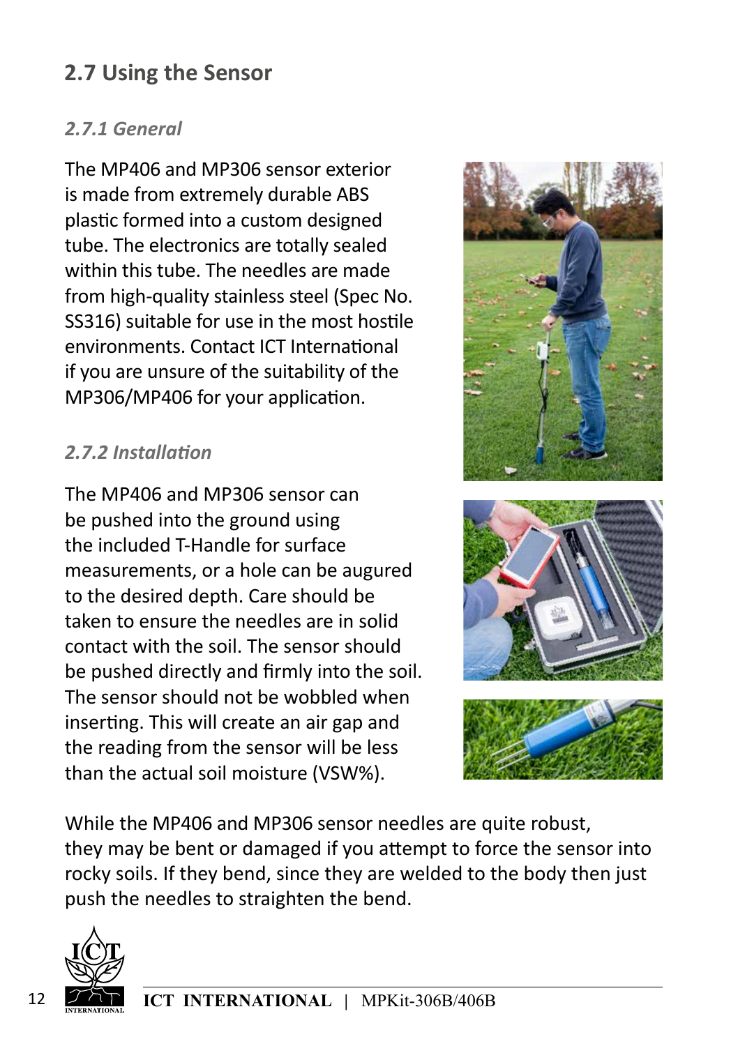## 2.7 Using the Sensor

### *2.7.1 General*

The MP406 and MP306 sensor exterior is made from extremely durable ABS plastic formed into a custom designed tube. The electronics are totally sealed within this tube. The needles are made from high-quality stainless steel (Spec No. SS316) suitable for use in the most hostile environments. Contact ICT International if you are unsure of the suitability of the MP306/MP406 for your application.

### *2.7.2 Installation*

The MP406 and MP306 sensor can be pushed into the ground using the included T-Handle for surface measurements, or a hole can be augured to the desired depth. Care should be taken to ensure the needles are in solid contact with the soil. The sensor should be pushed directly and firmly into the soil. The sensor should not be wobbled when inserting. This will create an air gap and the reading from the sensor will be less than the actual soil moisture (VSW%).

While the MP406 and MP306 sensor needles are quite robust, they may be bent or damaged if you attempt to force the sensor into rocky soils. If they bend, since they are welded to the body then just push the needles to straighten the bend.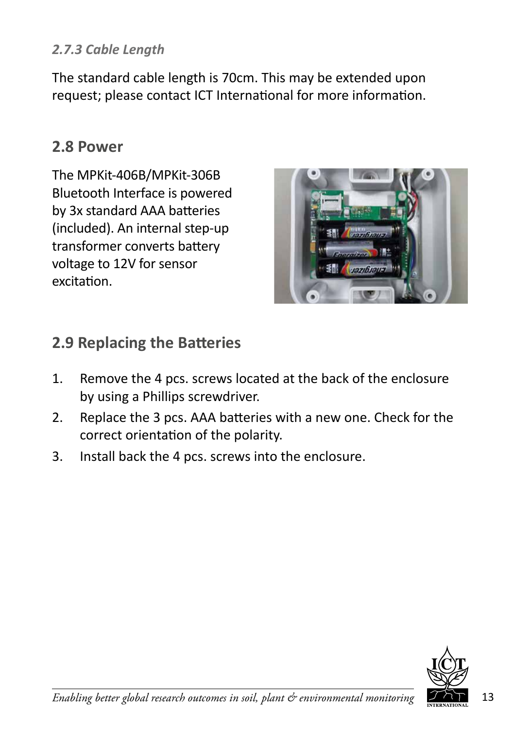### *2.7.3 Cable Length*

The standard cable length is 70cm. This may be extended upon request; please contact ICT International for more information.

## 2.8 Power

The MPKit-406B/MPKit-306B Bluetooth Interface is powered by 3x standard AAA batteries (included). An internal step-up transformer converts battery voltage to 12V for sensor excitation.

## 2.9 Replacing the Batteries

1. Remove the 4 pcs. screws located at the back of the enclosure by using a Phillips screwdriver.
2. Replace the 3 pcs. AAA batteries with a new one. Check for the correct orientation of the polarity.
3. Install back the 4 pcs. screws into the enclosure.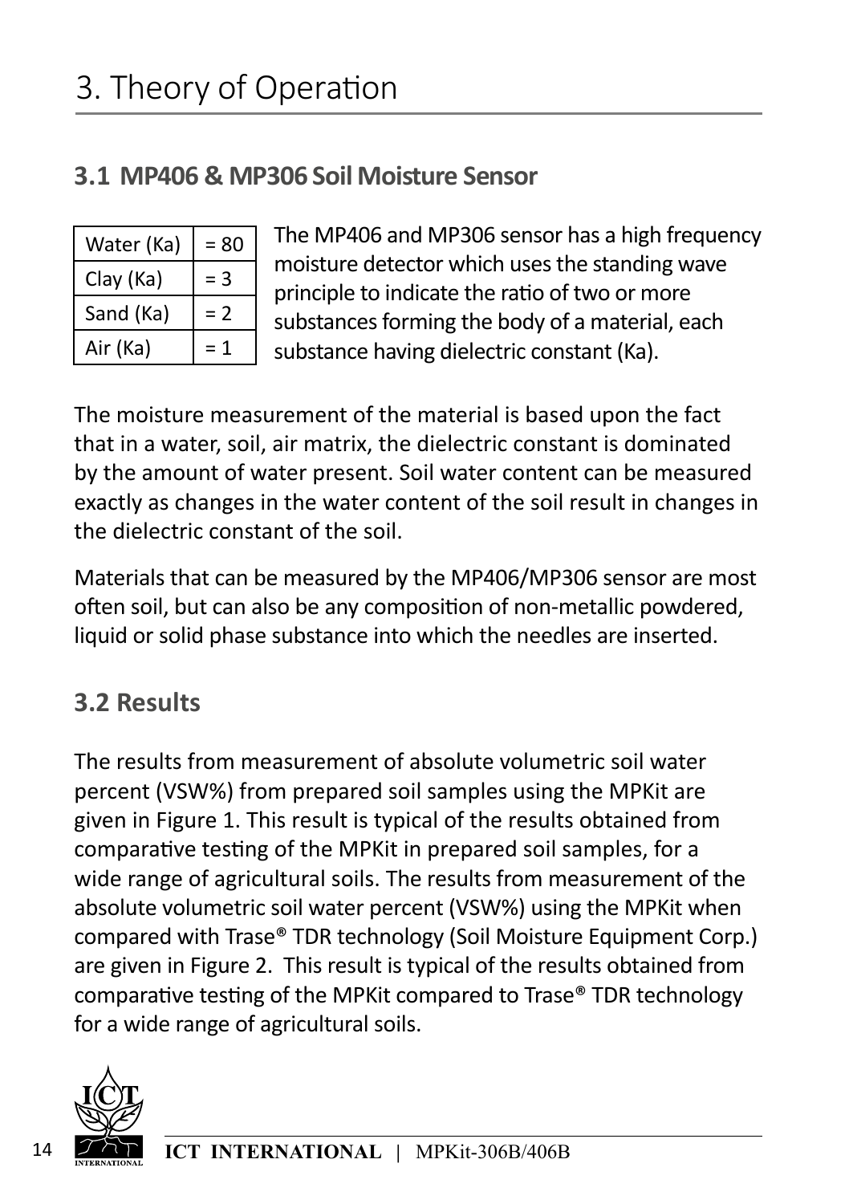# 3. Theory of Operation

## 3.1 MP406 & MP306 Soil Moisture Sensor

| Water (Ka) | = 80 |
|---|---|
| Clay (Ka) | = 3 |
| Sand (Ka) | = 2 |
| Air (Ka) | = 1 |

The MP406 and MP306 sensor has a high frequency moisture detector which uses the standing wave principle to indicate the ratio of two or more substances forming the body of a material, each substance having dielectric constant (Ka).

The moisture measurement of the material is based upon the fact that in a water, soil, air matrix, the dielectric constant is dominated by the amount of water present. Soil water content can be measured exactly as changes in the water content of the soil result in changes in the dielectric constant of the soil.

Materials that can be measured by the MP406/MP306 sensor are most often soil, but can also be any composition of non-metallic powdered, liquid or solid phase substance into which the needles are inserted.

## 3.2 Results

The results from measurement of absolute volumetric soil water percent (VSW%) from prepared soil samples using the MPKit are given in Figure 1. This result is typical of the results obtained from comparative testing of the MPKit in prepared soil samples, for a wide range of agricultural soils. The results from measurement of the absolute volumetric soil water percent (VSW%) using the MPKit when compared with Trase® TDR technology (Soil Moisture Equipment Corp.) are given in Figure 2. This result is typical of the results obtained from comparative testing of the MPKit compared to Trase® TDR technology for a wide range of agricultural soils.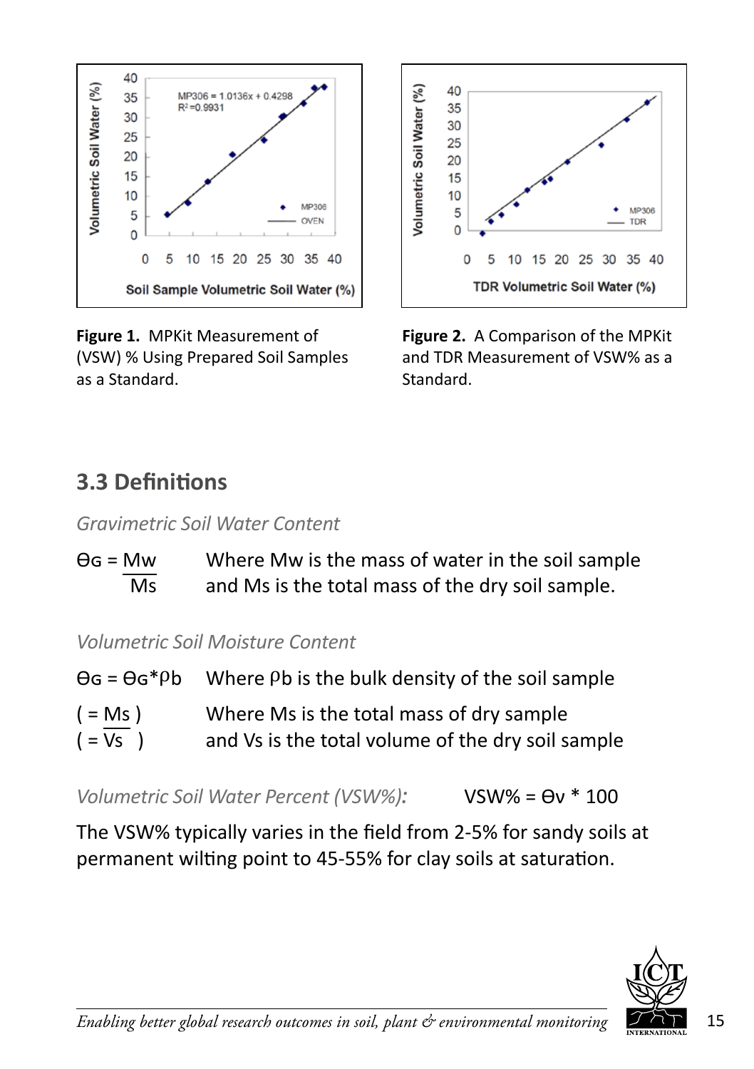**Figure 1.** MPKit Measurement of (VSW) % Using Prepared Soil Samples as a Standard.

**Figure 2.** A Comparison of the MPKit and TDR Measurement of VSW% as a Standard.

## 3.3 Definitions

*Gravimetric Soil Water Content*

$\Theta_G = \frac{Mw}{Ms}$ Where Mw is the mass of water in the soil sample and Ms is the total mass of the dry soil sample.

*Volumetric Soil Moisture Content*

$\Theta_G = \Theta_G * \rho b$ Where ρb is the bulk density of the soil sample

$( = \frac{Ms}{Vs} )$ Where Ms is the total mass of dry sample and Vs is the total volume of the dry soil sample

*Volumetric Soil Water Percent (VSW%):* VSW% = $\Theta v$ * 100

The VSW% typically varies in the field from 2-5% for sandy soils at permanent wilting point to 45-55% for clay soils at saturation.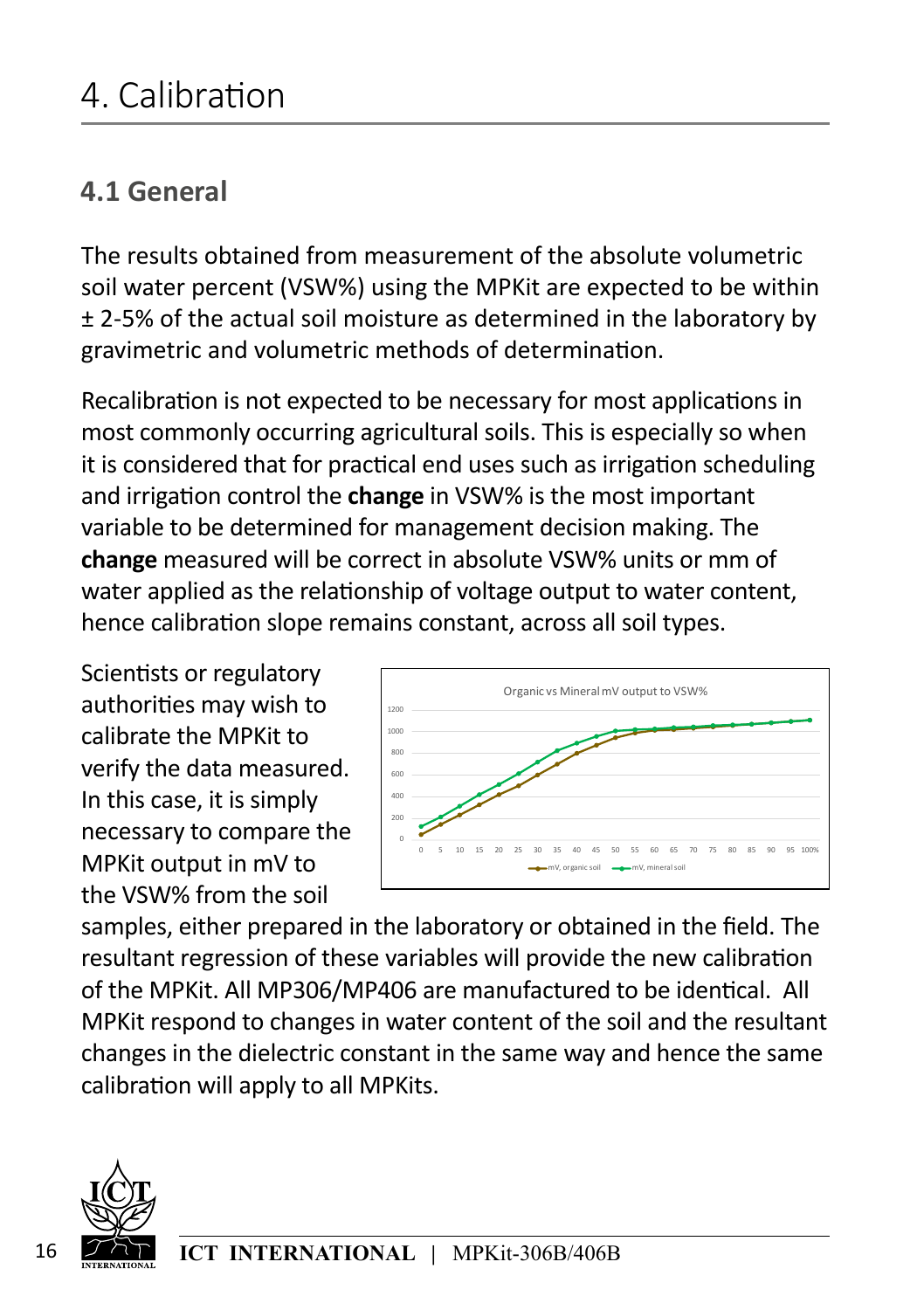# 4. Calibration

## 4.1 General

The results obtained from measurement of the absolute volumetric soil water percent (VSW%) using the MPKit are expected to be within ± 2-5% of the actual soil moisture as determined in the laboratory by gravimetric and volumetric methods of determination.

Recalibration is not expected to be necessary for most applications in most commonly occurring agricultural soils. This is especially so when it is considered that for practical end uses such as irrigation scheduling and irrigation control the **change** in VSW% is the most important variable to be determined for management decision making. The **change** measured will be correct in absolute VSW% units or mm of water applied as the relationship of voltage output to water content, hence calibration slope remains constant, across all soil types.

Scientists or regulatory authorities may wish to calibrate the MPKit to verify the data measured. In this case, it is simply necessary to compare the MPKit output in mV to the VSW% from the soil samples, either prepared in the laboratory or obtained in the field. The resultant regression of these variables will provide the new calibration of the MPKit. All MP306/MP406 are manufactured to be identical. All MPKit respond to changes in water content of the soil and the resultant changes in the dielectric constant in the same way and hence the same calibration will apply to all MPKits.

Organic vs Mineral mV output to VSW%

(mV, organic soil; mV, mineral soil)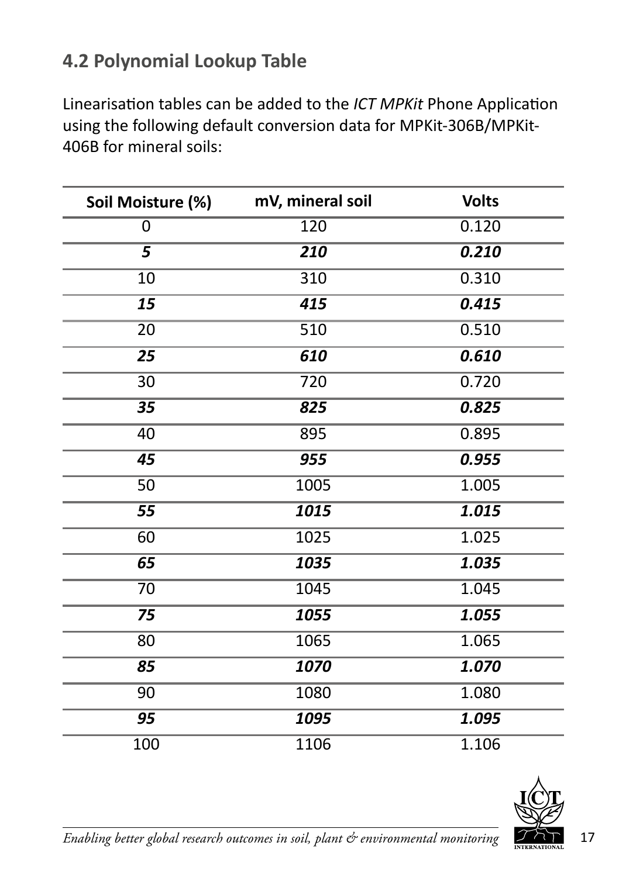## 4.2 Polynomial Lookup Table

Linearisation tables can be added to the *ICT MPKit* Phone Application using the following default conversion data for MPKit-306B/MPKit-406B for mineral soils:

| Soil Moisture (%) | mV, mineral soil | Volts |
|---|---|---|
| 0 | 120 | 0.120 |
| ***5*** | ***210*** | ***0.210*** |
| 10 | 310 | 0.310 |
| ***15*** | ***415*** | ***0.415*** |
| 20 | 510 | 0.510 |
| ***25*** | ***610*** | ***0.610*** |
| 30 | 720 | 0.720 |
| ***35*** | ***825*** | ***0.825*** |
| 40 | 895 | 0.895 |
| ***45*** | ***955*** | ***0.955*** |
| 50 | 1005 | 1.005 |
| ***55*** | ***1015*** | ***1.015*** |
| 60 | 1025 | 1.025 |
| ***65*** | ***1035*** | ***1.035*** |
| 70 | 1045 | 1.045 |
| ***75*** | ***1055*** | ***1.055*** |
| 80 | 1065 | 1.065 |
| ***85*** | ***1070*** | ***1.070*** |
| 90 | 1080 | 1.080 |
| ***95*** | ***1095*** | ***1.095*** |
| 100 | 1106 | 1.106 |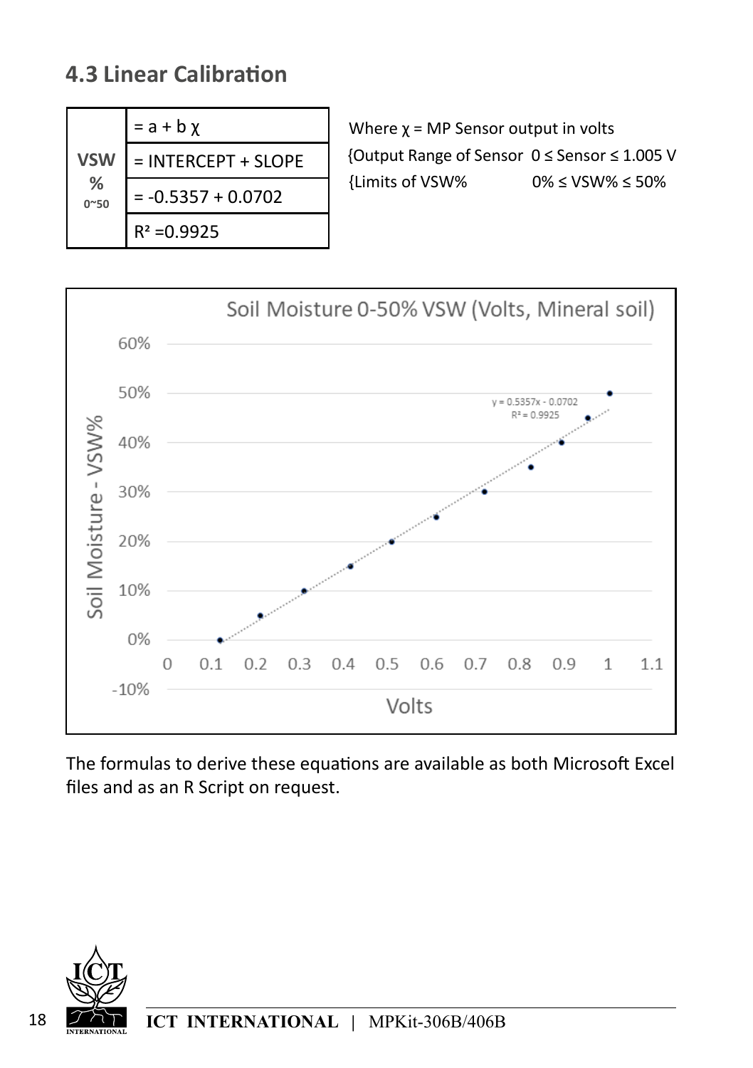## 4.3 Linear Calibration

| VSW % 0~50 | $= a + b\chi$ |
|---|---|
| | = INTERCEPT + SLOPE |
| | = -0.5357 + 0.0702 |
| | $R^2$ =0.9925 |

Where $\chi$ = MP Sensor output in volts
{Output Range of Sensor  $0 \le \text{Sensor} \le 1.005$ V
{Limits of VSW%  $0\% \le \text{VSW\%} \le 50\%$

Soil Moisture 0-50% VSW (Volts, Mineral soil)

$y = 0.5357x - 0.0702$
$R^2 = 0.9925$

The formulas to derive these equations are available as both Microsoft Excel files and as an R Script on request.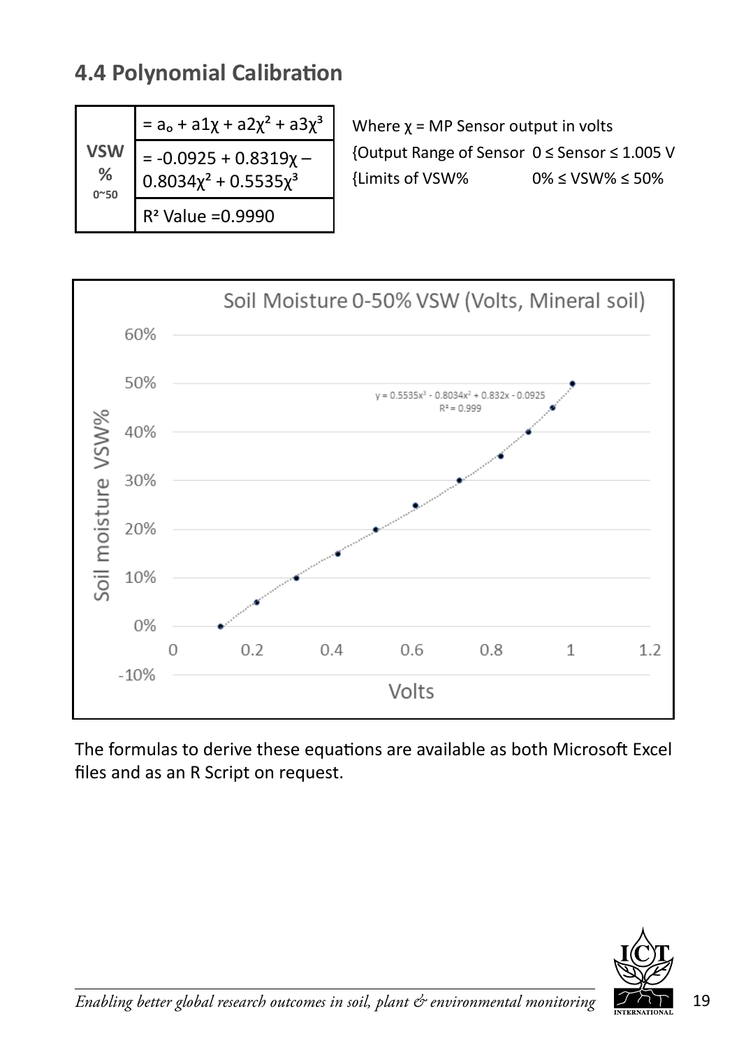## 4.4 Polynomial Calibration

| VSW % 0~50 | |
|---|---|
| | $= a_o + a1\chi + a2\chi^2 + a3\chi^3$ |
| | $= -0.0925 + 0.8319\chi - 0.8034\chi^2 + 0.5535\chi^3$ |
| | $R^2$ Value =0.9990 |

Where $\chi$ = MP Sensor output in volts
{Output Range of Sensor $0 \leq$ Sensor $\leq 1.005$ V
{Limits of VSW% $0\% \leq VSW\% \leq 50\%$

Soil Moisture 0-50% VSW (Volts, Mineral soil)

$y = 0.5535x^3 - 0.8034x^2 + 0.832x - 0.0925$
$R^2 = 0.999$

The formulas to derive these equations are available as both Microsoft Excel files and as an R Script on request.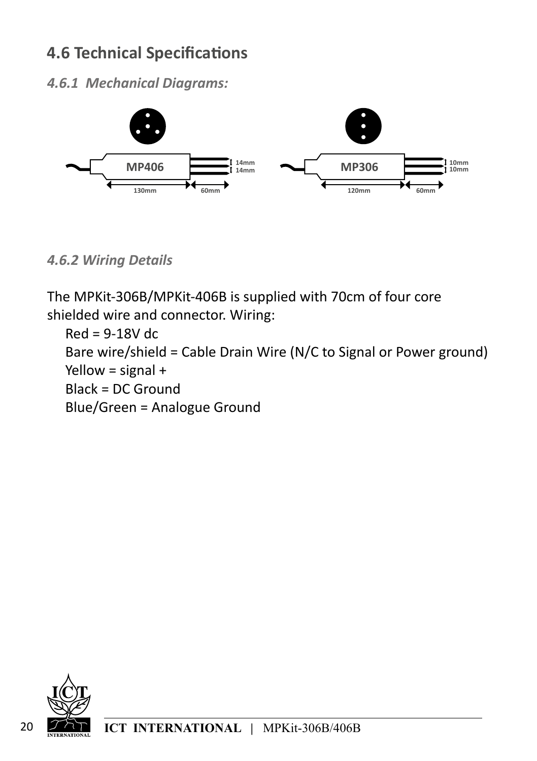## 4.6 Technical Specifications

### *4.6.1 Mechanical Diagrams:*

MP406 — 130mm, 60mm, 14mm, 14mm

MP306 — 120mm, 60mm, 10mm, 10mm

### *4.6.2 Wiring Details*

The MPKit-306B/MPKit-406B is supplied with 70cm of four core shielded wire and connector. Wiring:

- Red = 9-18V dc
- Bare wire/shield = Cable Drain Wire (N/C to Signal or Power ground)
- Yellow = signal +
- Black = DC Ground
- Blue/Green = Analogue Ground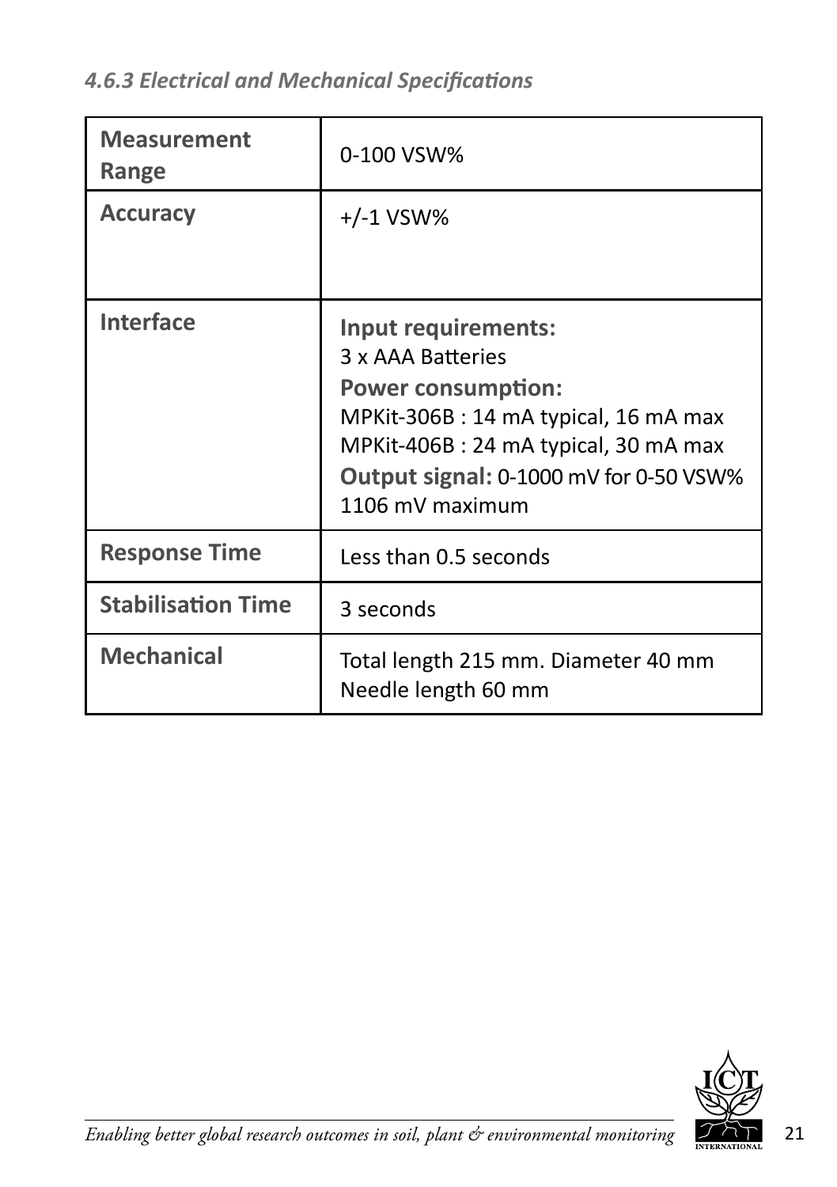### *4.6.3 Electrical and Mechanical Specifications*

| | |
|---|---|
| **Measurement Range** | 0-100 VSW% |
| **Accuracy** | +/-1 VSW% |
| **Interface** | **Input requirements:**<br>3 x AAA Batteries<br>**Power consumption:**<br>MPKit-306B : 14 mA typical, 16 mA max<br>MPKit-406B : 24 mA typical, 30 mA max<br>**Output signal:** 0-1000 mV for 0-50 VSW%<br>1106 mV maximum |
| **Response Time** | Less than 0.5 seconds |
| **Stabilisation Time** | 3 seconds |
| **Mechanical** | Total length 215 mm. Diameter 40 mm<br>Needle length 60 mm |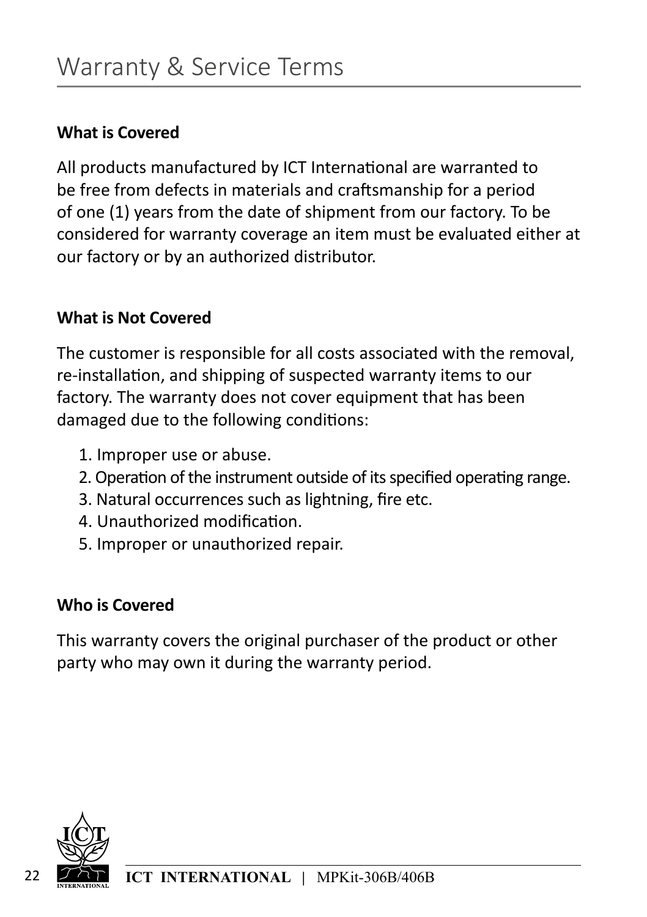# Warranty & Service Terms

**What is Covered**

All products manufactured by ICT International are warranted to be free from defects in materials and craftsmanship for a period of one (1) years from the date of shipment from our factory. To be considered for warranty coverage an item must be evaluated either at our factory or by an authorized distributor.

**What is Not Covered**

The customer is responsible for all costs associated with the removal, re-installation, and shipping of suspected warranty items to our factory. The warranty does not cover equipment that has been damaged due to the following conditions:

1. Improper use or abuse.
2. Operation of the instrument outside of its specified operating range.
3. Natural occurrences such as lightning, fire etc.
4. Unauthorized modification.
5. Improper or unauthorized repair.

**Who is Covered**

This warranty covers the original purchaser of the product or other party who may own it during the warranty period.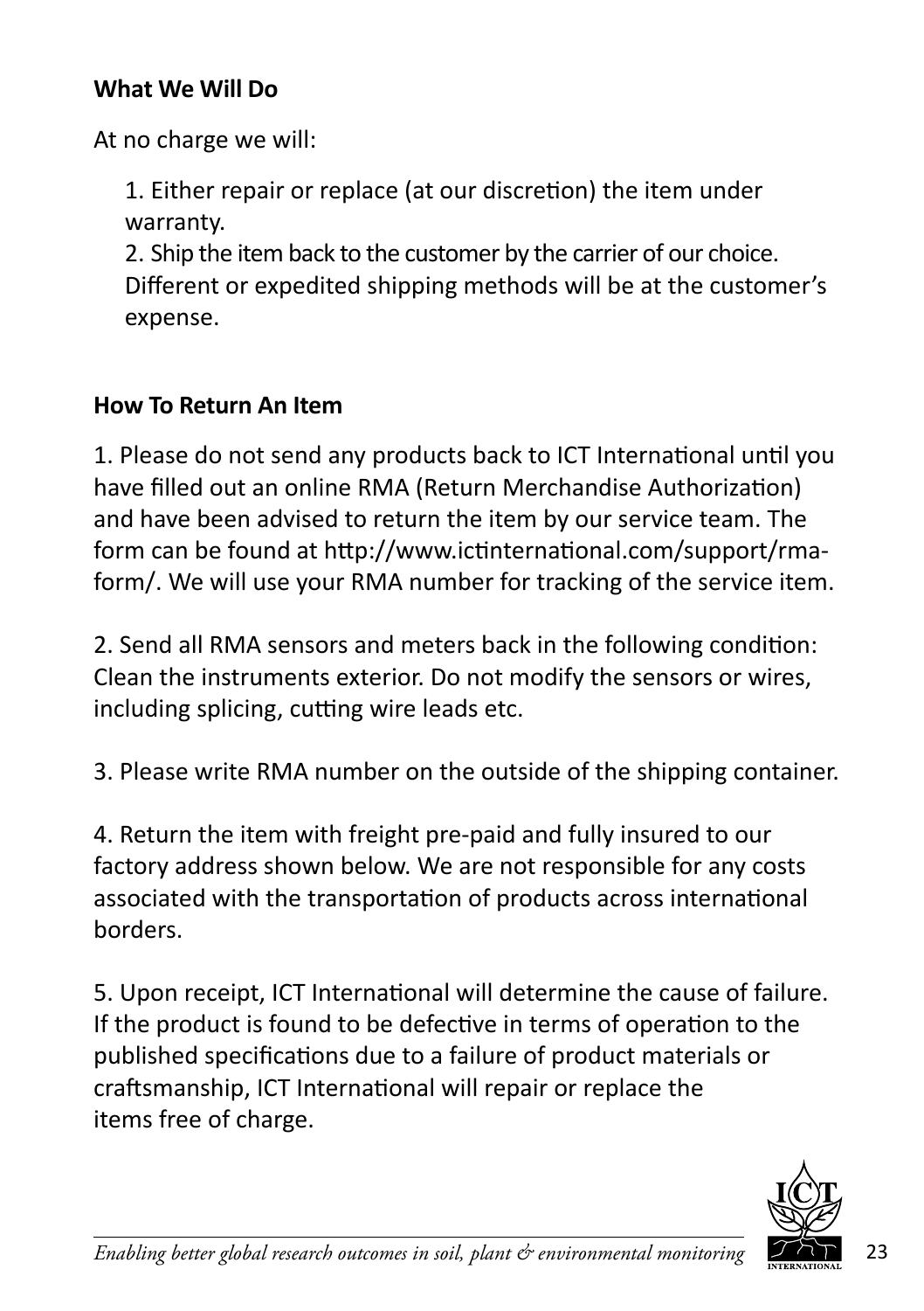**What We Will Do**

At no charge we will:

1. Either repair or replace (at our discretion) the item under warranty.
2. Ship the item back to the customer by the carrier of our choice. Different or expedited shipping methods will be at the customer's expense.

**How To Return An Item**

1. Please do not send any products back to ICT International until you have filled out an online RMA (Return Merchandise Authorization) and have been advised to return the item by our service team. The form can be found at http://www.ictinternational.com/support/rma-form/. We will use your RMA number for tracking of the service item.

2. Send all RMA sensors and meters back in the following condition: Clean the instruments exterior. Do not modify the sensors or wires, including splicing, cutting wire leads etc.

3. Please write RMA number on the outside of the shipping container.

4. Return the item with freight pre-paid and fully insured to our factory address shown below. We are not responsible for any costs associated with the transportation of products across international borders.

5. Upon receipt, ICT International will determine the cause of failure. If the product is found to be defective in terms of operation to the published specifications due to a failure of product materials or craftsmanship, ICT International will repair or replace the items free of charge.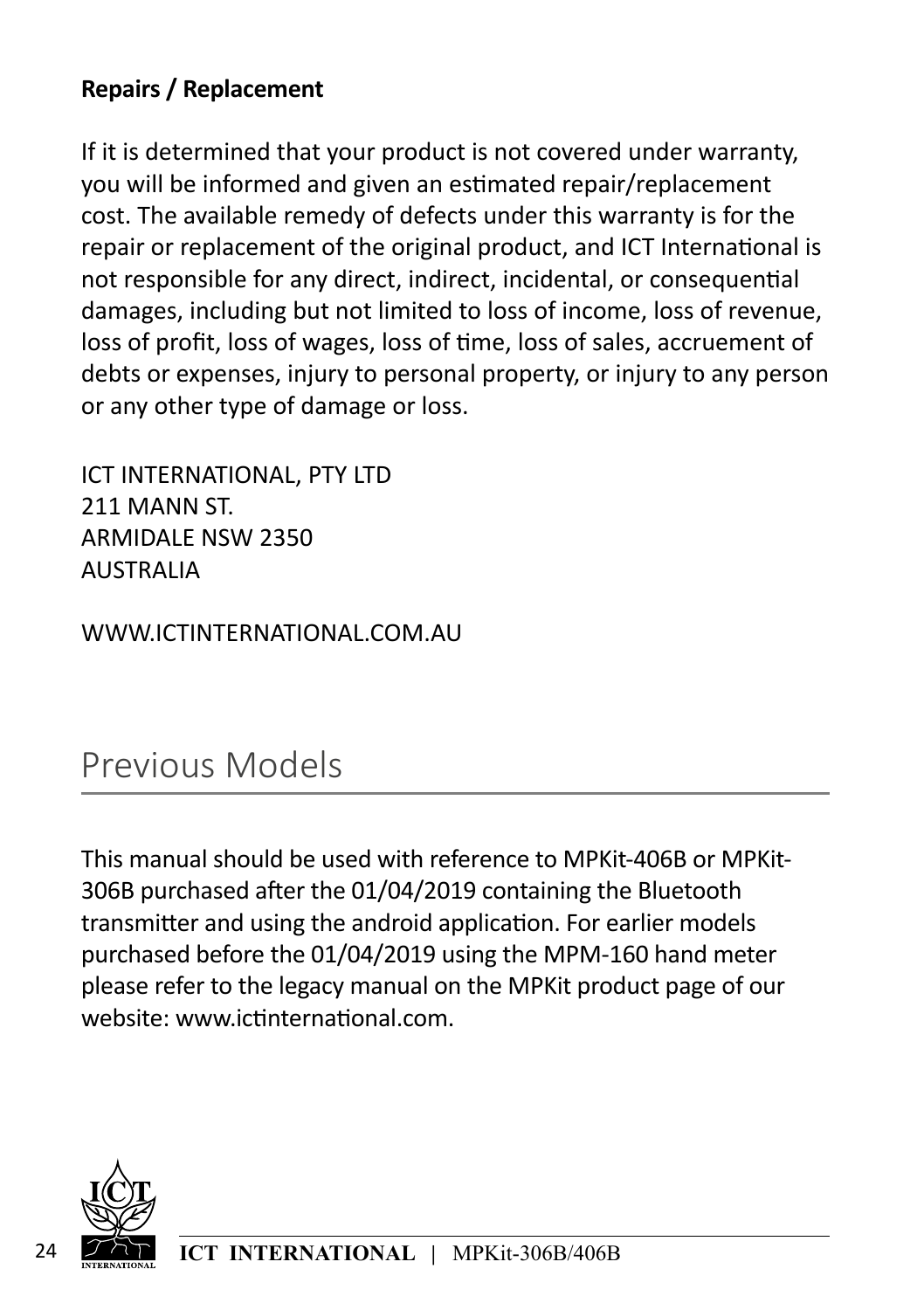**Repairs / Replacement**

If it is determined that your product is not covered under warranty, you will be informed and given an estimated repair/replacement cost. The available remedy of defects under this warranty is for the repair or replacement of the original product, and ICT International is not responsible for any direct, indirect, incidental, or consequential damages, including but not limited to loss of income, loss of revenue, loss of profit, loss of wages, loss of time, loss of sales, accruement of debts or expenses, injury to personal property, or injury to any person or any other type of damage or loss.

ICT INTERNATIONAL, PTY LTD
211 MANN ST.
ARMIDALE NSW 2350
AUSTRALIA

WWW.ICTINTERNATIONAL.COM.AU

# Previous Models

This manual should be used with reference to MPKit-406B or MPKit-306B purchased after the 01/04/2019 containing the Bluetooth transmitter and using the android application. For earlier models purchased before the 01/04/2019 using the MPM-160 hand meter please refer to the legacy manual on the MPKit product page of our website: www.ictinternational.com.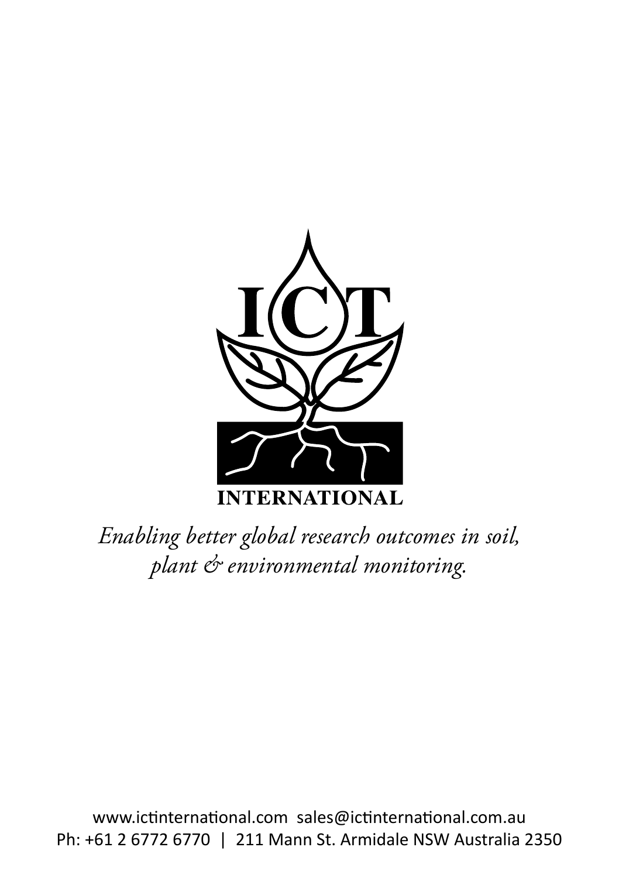ICT

INTERNATIONAL

*Enabling better global research outcomes in soil, plant & environmental monitoring.*

www.ictinternational.com sales@ictinternational.com.au
Ph: +61 2 6772 6770 | 211 Mann St. Armidale NSW Australia 2350